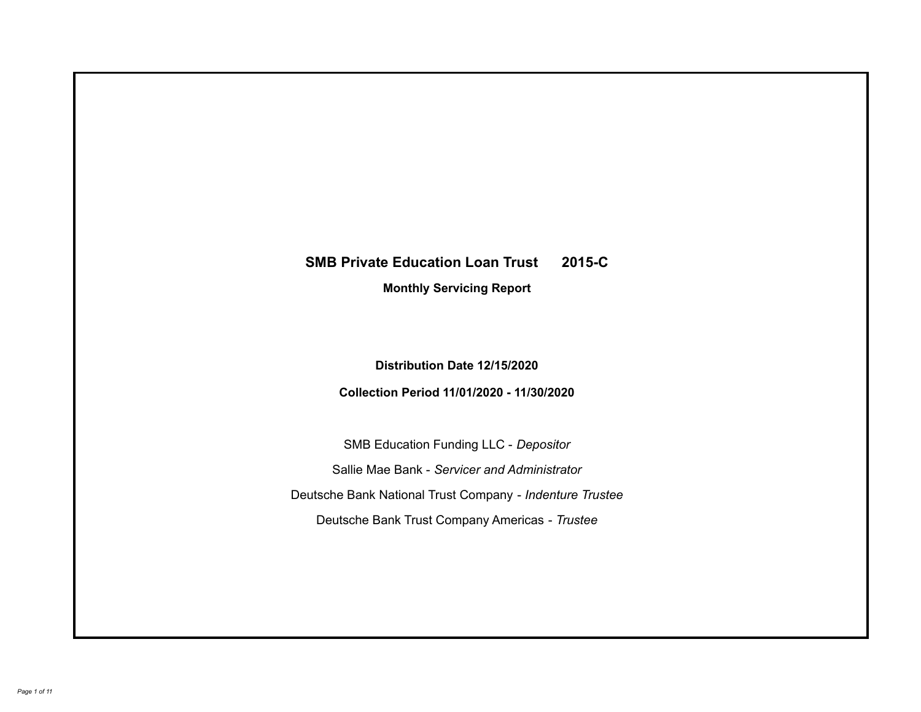# SMB Private Education Loan Trust 2015-C

## Monthly Servicing Report

**Distribution Date 12/15/2020**

**Collection Period 11/01/2020 - 11/30/2020**

SMB Education Funding LLC - *Depositor*

Sallie Mae Bank - *Servicer and Administrator*

Deutsche Bank National Trust Company - *Indenture Trustee*

Deutsche Bank Trust Company Americas - *Trustee*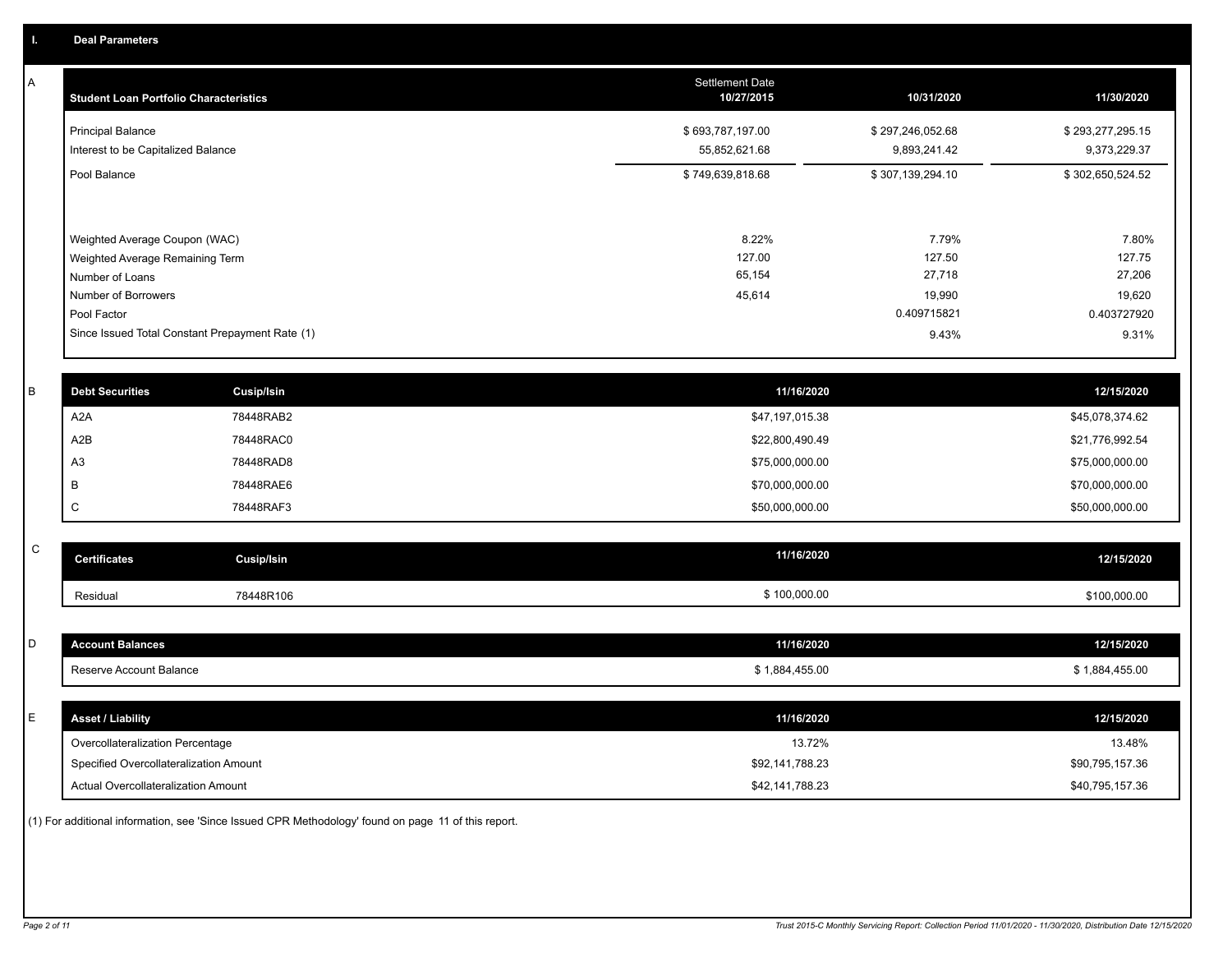# I. Deal Parameters

## A

| Student Loan Portfolio Characteristics | Settlement Date 10/27/2015 | 10/31/2020 | 11/30/2020 |
|---|---|---|---|
| Principal Balance | $ 693,787,197.00 | $ 297,246,052.68 | $ 293,277,295.15 |
| Interest to be Capitalized Balance | 55,852,621.68 | 9,893,241.42 | 9,373,229.37 |
| Pool Balance | $ 749,639,818.68 | $ 307,139,294.10 | $ 302,650,524.52 |
| Weighted Average Coupon (WAC) | 8.22% | 7.79% | 7.80% |
| Weighted Average Remaining Term | 127.00 | 127.50 | 127.75 |
| Number of Loans | 65,154 | 27,718 | 27,206 |
| Number of Borrowers | 45,614 | 19,990 | 19,620 |
| Pool Factor | | 0.409715821 | 0.403727920 |
| Since Issued Total Constant Prepayment Rate (1) | | 9.43% | 9.31% |

## B

| Debt Securities | Cusip/Isin | 11/16/2020 | 12/15/2020 |
|---|---|---|---|
| A2A | 78448RAB2 | $47,197,015.38 | $45,078,374.62 |
| A2B | 78448RAC0 | $22,800,490.49 | $21,776,992.54 |
| A3 | 78448RAD8 | $75,000,000.00 | $75,000,000.00 |
| B | 78448RAE6 | $70,000,000.00 | $70,000,000.00 |
| C | 78448RAF3 | $50,000,000.00 | $50,000,000.00 |

## C

| Certificates | Cusip/Isin | 11/16/2020 | 12/15/2020 |
|---|---|---|---|
| Residual | 78448R106 | $ 100,000.00 | $100,000.00 |

## D

| Account Balances | 11/16/2020 | 12/15/2020 |
|---|---|---|
| Reserve Account Balance | $ 1,884,455.00 | $ 1,884,455.00 |

## E

| Asset / Liability | 11/16/2020 | 12/15/2020 |
|---|---|---|
| Overcollateralization Percentage | 13.72% | 13.48% |
| Specified Overcollateralization Amount | $92,141,788.23 | $90,795,157.36 |
| Actual Overcollateralization Amount | $42,141,788.23 | $40,795,157.36 |

(1) For additional information, see 'Since Issued CPR Methodology' found on page 11 of this report.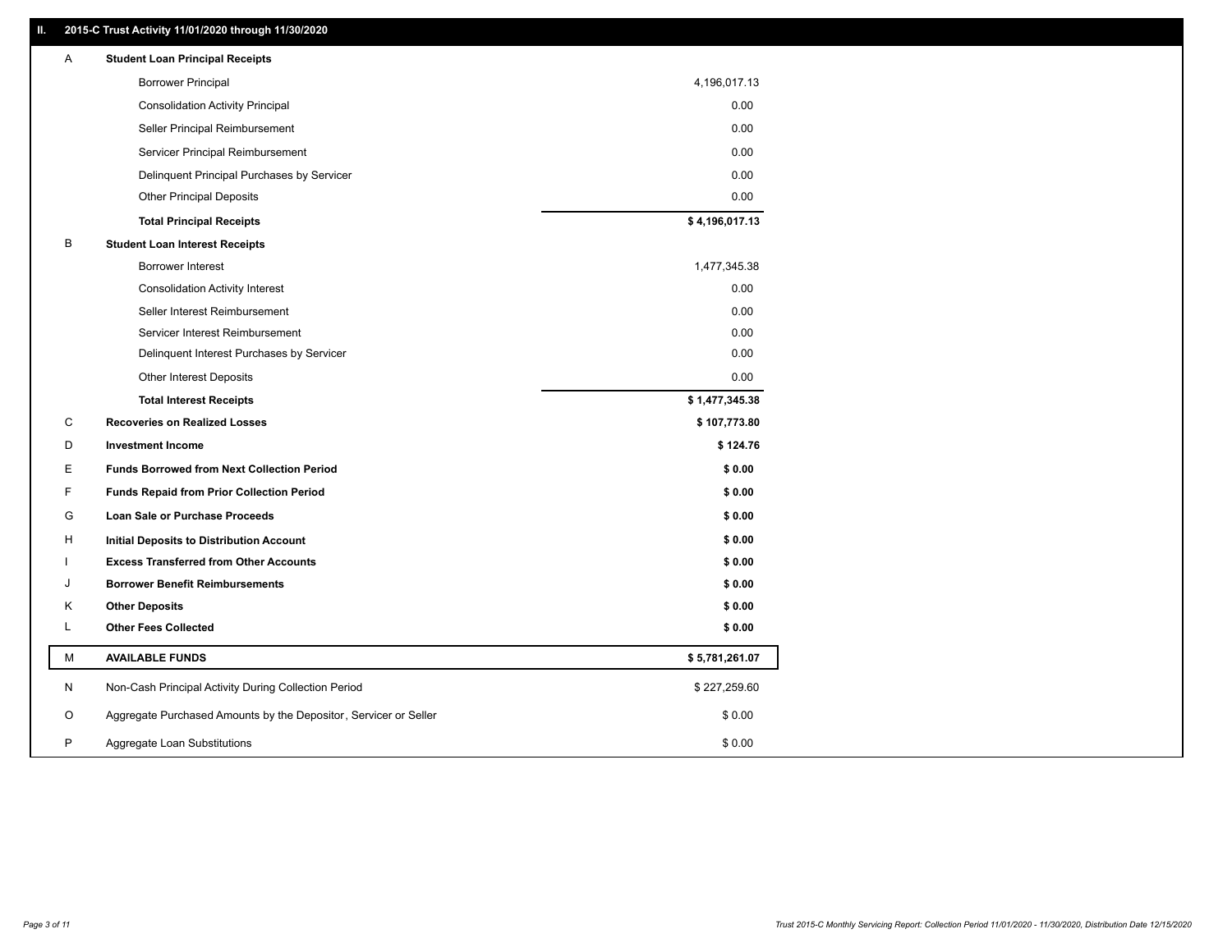## II. 2015-C Trust Activity 11/01/2020 through 11/30/2020

| | | |
|---|---|---|
| A | **Student Loan Principal Receipts** | |
| | Borrower Principal | 4,196,017.13 |
| | Consolidation Activity Principal | 0.00 |
| | Seller Principal Reimbursement | 0.00 |
| | Servicer Principal Reimbursement | 0.00 |
| | Delinquent Principal Purchases by Servicer | 0.00 |
| | Other Principal Deposits | 0.00 |
| | **Total Principal Receipts** | **$ 4,196,017.13** |
| B | **Student Loan Interest Receipts** | |
| | Borrower Interest | 1,477,345.38 |
| | Consolidation Activity Interest | 0.00 |
| | Seller Interest Reimbursement | 0.00 |
| | Servicer Interest Reimbursement | 0.00 |
| | Delinquent Interest Purchases by Servicer | 0.00 |
| | Other Interest Deposits | 0.00 |
| | **Total Interest Receipts** | **$ 1,477,345.38** |
| C | **Recoveries on Realized Losses** | **$ 107,773.80** |
| D | **Investment Income** | **$ 124.76** |
| E | **Funds Borrowed from Next Collection Period** | **$ 0.00** |
| F | **Funds Repaid from Prior Collection Period** | **$ 0.00** |
| G | **Loan Sale or Purchase Proceeds** | **$ 0.00** |
| H | **Initial Deposits to Distribution Account** | **$ 0.00** |
| I | **Excess Transferred from Other Accounts** | **$ 0.00** |
| J | **Borrower Benefit Reimbursements** | **$ 0.00** |
| K | **Other Deposits** | **$ 0.00** |
| L | **Other Fees Collected** | **$ 0.00** |
| M | **AVAILABLE FUNDS** | **$ 5,781,261.07** |
| N | Non-Cash Principal Activity During Collection Period | $ 227,259.60 |
| O | Aggregate Purchased Amounts by the Depositor, Servicer or Seller | $ 0.00 |
| P | Aggregate Loan Substitutions | $ 0.00 |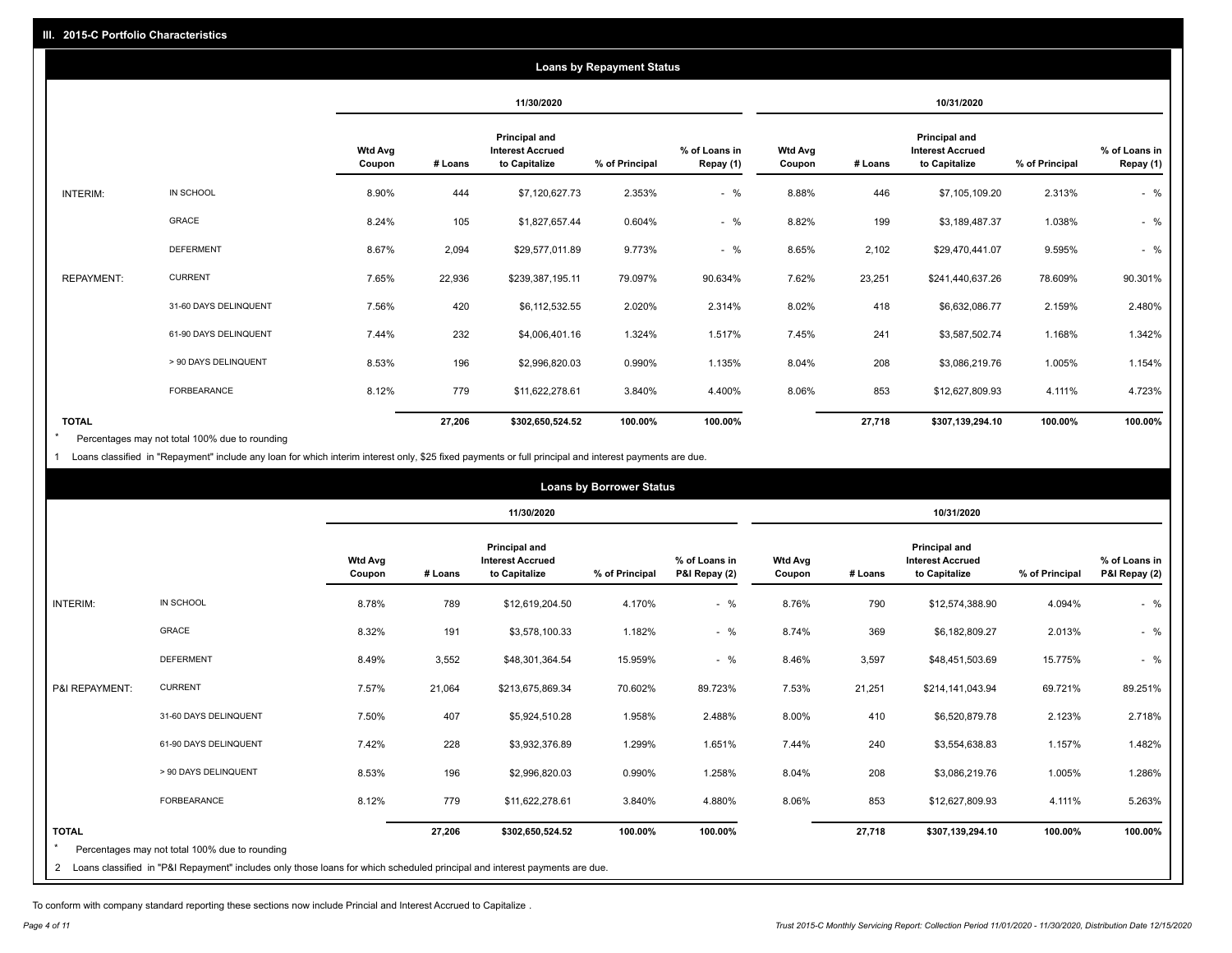## III. 2015-C Portfolio Characteristics

### Loans by Repayment Status

| | | 11/30/2020 | | | | | 10/31/2020 | | | | |
|---|---|---|---|---|---|---|---|---|---|---|---|
| | | Wtd Avg Coupon | # Loans | Principal and Interest Accrued to Capitalize | % of Principal | % of Loans in Repay (1) | Wtd Avg Coupon | # Loans | Principal and Interest Accrued to Capitalize | % of Principal | % of Loans in Repay (1) |
| INTERIM: | IN SCHOOL | 8.90% | 444 | $7,120,627.73 | 2.353% | - % | 8.88% | 446 | $7,105,109.20 | 2.313% | - % |
| | GRACE | 8.24% | 105 | $1,827,657.44 | 0.604% | - % | 8.82% | 199 | $3,189,487.37 | 1.038% | - % |
| | DEFERMENT | 8.67% | 2,094 | $29,577,011.89 | 9.773% | - % | 8.65% | 2,102 | $29,470,441.07 | 9.595% | - % |
| REPAYMENT: | CURRENT | 7.65% | 22,936 | $239,387,195.11 | 79.097% | 90.634% | 7.62% | 23,251 | $241,440,637.26 | 78.609% | 90.301% |
| | 31-60 DAYS DELINQUENT | 7.56% | 420 | $6,112,532.55 | 2.020% | 2.314% | 8.02% | 418 | $6,632,086.77 | 2.159% | 2.480% |
| | 61-90 DAYS DELINQUENT | 7.44% | 232 | $4,006,401.16 | 1.324% | 1.517% | 7.45% | 241 | $3,587,502.74 | 1.168% | 1.342% |
| | > 90 DAYS DELINQUENT | 8.53% | 196 | $2,996,820.03 | 0.990% | 1.135% | 8.04% | 208 | $3,086,219.76 | 1.005% | 1.154% |
| | FORBEARANCE | 8.12% | 779 | $11,622,278.61 | 3.840% | 4.400% | 8.06% | 853 | $12,627,809.93 | 4.111% | 4.723% |
| TOTAL | | | 27,206 | $302,650,524.52 | 100.00% | 100.00% | | 27,718 | $307,139,294.10 | 100.00% | 100.00% |

* Percentages may not total 100% due to rounding

1 Loans classified in "Repayment" include any loan for which interim interest only, $25 fixed payments or full principal and interest payments are due.

### Loans by Borrower Status

| | | 11/30/2020 | | | | | 10/31/2020 | | | | |
|---|---|---|---|---|---|---|---|---|---|---|---|
| | | Wtd Avg Coupon | # Loans | Principal and Interest Accrued to Capitalize | % of Principal | % of Loans in P&I Repay (2) | Wtd Avg Coupon | # Loans | Principal and Interest Accrued to Capitalize | % of Principal | % of Loans in P&I Repay (2) |
| INTERIM: | IN SCHOOL | 8.78% | 789 | $12,619,204.50 | 4.170% | - % | 8.76% | 790 | $12,574,388.90 | 4.094% | - % |
| | GRACE | 8.32% | 191 | $3,578,100.33 | 1.182% | - % | 8.74% | 369 | $6,182,809.27 | 2.013% | - % |
| | DEFERMENT | 8.49% | 3,552 | $48,301,364.54 | 15.959% | - % | 8.46% | 3,597 | $48,451,503.69 | 15.775% | - % |
| P&I REPAYMENT: | CURRENT | 7.57% | 21,064 | $213,675,869.34 | 70.602% | 89.723% | 7.53% | 21,251 | $214,141,043.94 | 69.721% | 89.251% |
| | 31-60 DAYS DELINQUENT | 7.50% | 407 | $5,924,510.28 | 1.958% | 2.488% | 8.00% | 410 | $6,520,879.78 | 2.123% | 2.718% |
| | 61-90 DAYS DELINQUENT | 7.42% | 228 | $3,932,376.89 | 1.299% | 1.651% | 7.44% | 240 | $3,554,638.83 | 1.157% | 1.482% |
| | > 90 DAYS DELINQUENT | 8.53% | 196 | $2,996,820.03 | 0.990% | 1.258% | 8.04% | 208 | $3,086,219.76 | 1.005% | 1.286% |
| | FORBEARANCE | 8.12% | 779 | $11,622,278.61 | 3.840% | 4.880% | 8.06% | 853 | $12,627,809.93 | 4.111% | 5.263% |
| TOTAL | | | 27,206 | $302,650,524.52 | 100.00% | 100.00% | | 27,718 | $307,139,294.10 | 100.00% | 100.00% |

* Percentages may not total 100% due to rounding

2 Loans classified in "P&I Repayment" includes only those loans for which scheduled principal and interest payments are due.

To conform with company standard reporting these sections now include Princial and Interest Accrued to Capitalize .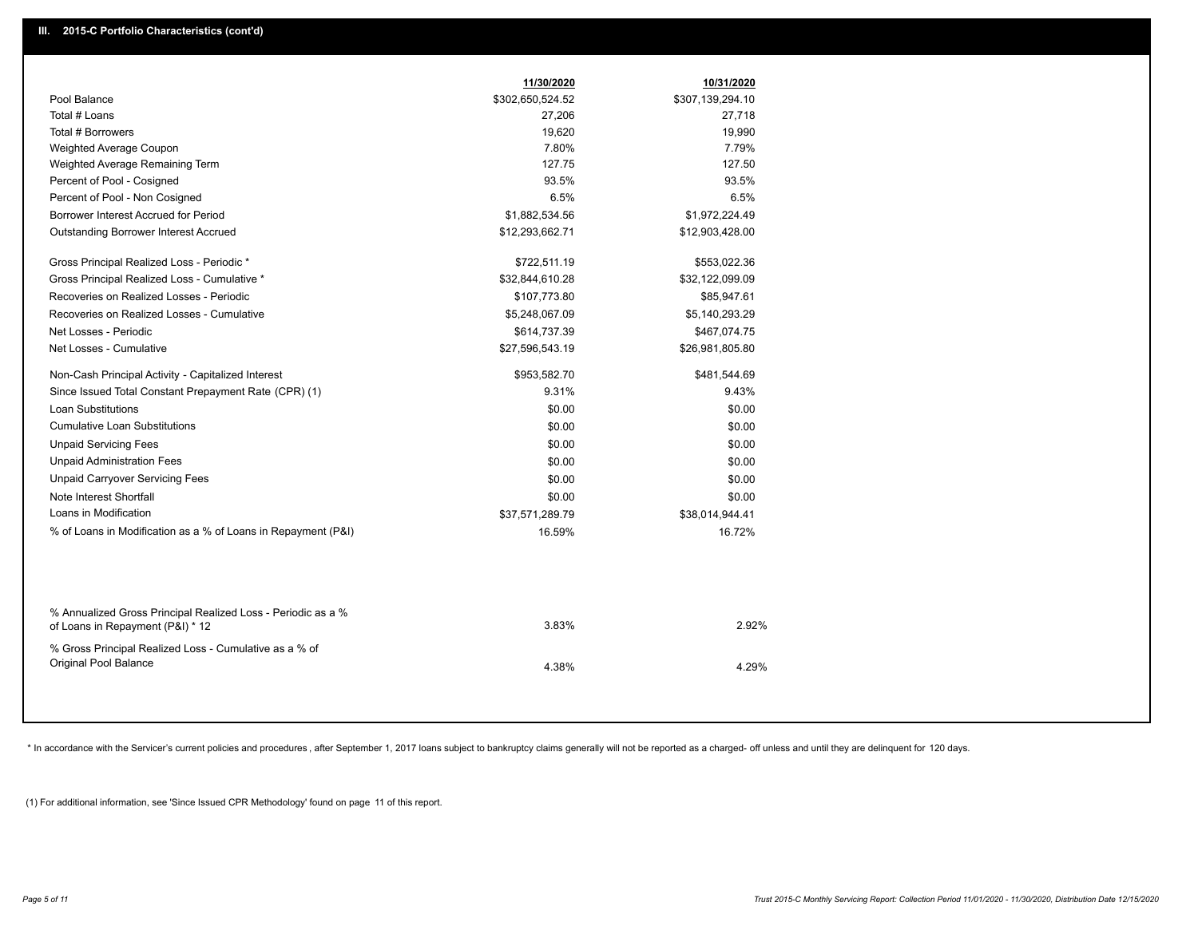## III. 2015-C Portfolio Characteristics (cont'd)

| | 11/30/2020 | 10/31/2020 |
|---|---|---|
| Pool Balance | $302,650,524.52 | $307,139,294.10 |
| Total # Loans | 27,206 | 27,718 |
| Total # Borrowers | 19,620 | 19,990 |
| Weighted Average Coupon | 7.80% | 7.79% |
| Weighted Average Remaining Term | 127.75 | 127.50 |
| Percent of Pool - Cosigned | 93.5% | 93.5% |
| Percent of Pool - Non Cosigned | 6.5% | 6.5% |
| Borrower Interest Accrued for Period | $1,882,534.56 | $1,972,224.49 |
| Outstanding Borrower Interest Accrued | $12,293,662.71 | $12,903,428.00 |
| Gross Principal Realized Loss - Periodic * | $722,511.19 | $553,022.36 |
| Gross Principal Realized Loss - Cumulative * | $32,844,610.28 | $32,122,099.09 |
| Recoveries on Realized Losses - Periodic | $107,773.80 | $85,947.61 |
| Recoveries on Realized Losses - Cumulative | $5,248,067.09 | $5,140,293.29 |
| Net Losses - Periodic | $614,737.39 | $467,074.75 |
| Net Losses - Cumulative | $27,596,543.19 | $26,981,805.80 |
| Non-Cash Principal Activity - Capitalized Interest | $953,582.70 | $481,544.69 |
| Since Issued Total Constant Prepayment Rate (CPR) (1) | 9.31% | 9.43% |
| Loan Substitutions | $0.00 | $0.00 |
| Cumulative Loan Substitutions | $0.00 | $0.00 |
| Unpaid Servicing Fees | $0.00 | $0.00 |
| Unpaid Administration Fees | $0.00 | $0.00 |
| Unpaid Carryover Servicing Fees | $0.00 | $0.00 |
| Note Interest Shortfall | $0.00 | $0.00 |
| Loans in Modification | $37,571,289.79 | $38,014,944.41 |
| % of Loans in Modification as a % of Loans in Repayment (P&I) | 16.59% | 16.72% |
| % Annualized Gross Principal Realized Loss - Periodic as a % of Loans in Repayment (P&I) * 12 | 3.83% | 2.92% |
| % Gross Principal Realized Loss - Cumulative as a % of Original Pool Balance | 4.38% | 4.29% |

* In accordance with the Servicer's current policies and procedures , after September 1, 2017 loans subject to bankruptcy claims generally will not be reported as a charged- off unless and until they are delinquent for 120 days.

(1) For additional information, see 'Since Issued CPR Methodology' found on page 11 of this report.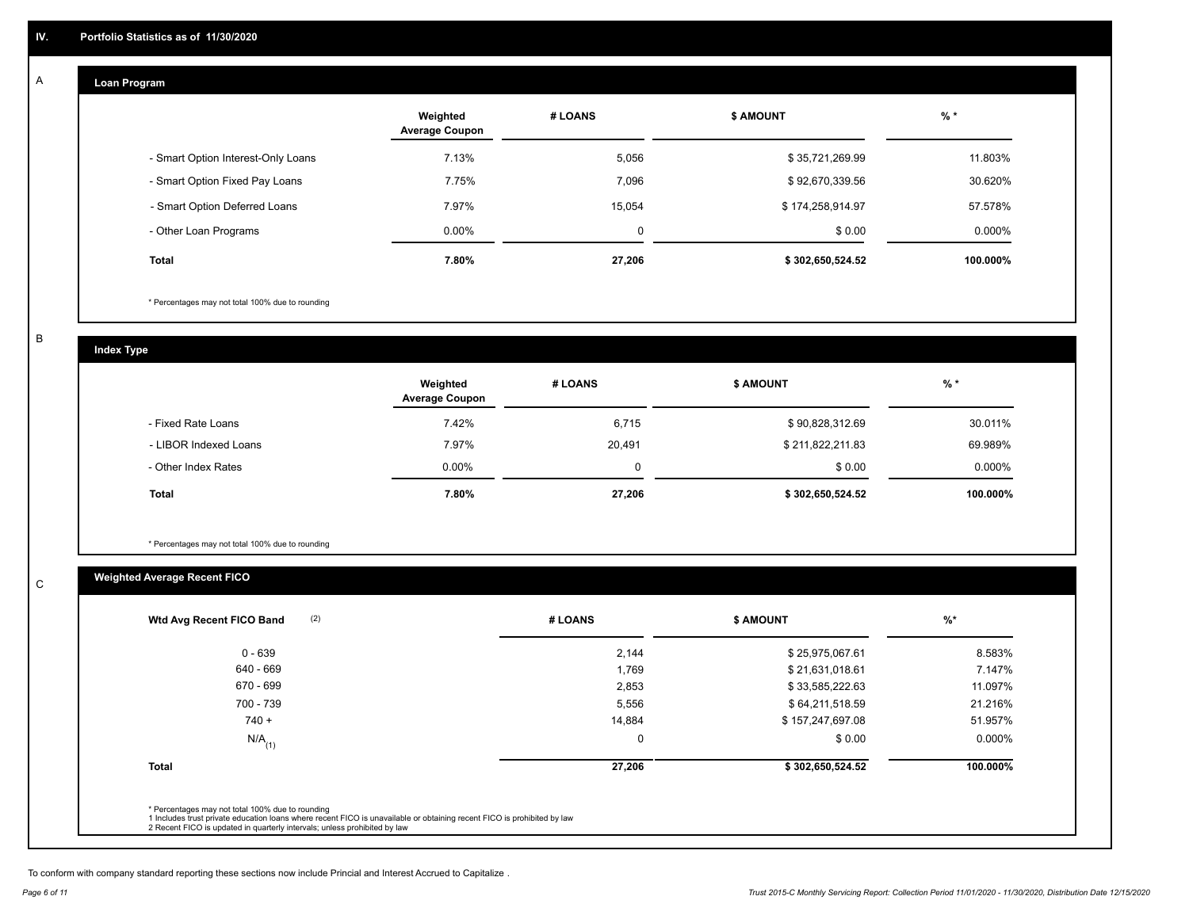## IV. Portfolio Statistics as of 11/30/2020

### A. Loan Program

| | Weighted Average Coupon | # LOANS | $ AMOUNT | % * |
|---|---|---|---|---|
| - Smart Option Interest-Only Loans | 7.13% | 5,056 | $ 35,721,269.99 | 11.803% |
| - Smart Option Fixed Pay Loans | 7.75% | 7,096 | $ 92,670,339.56 | 30.620% |
| - Smart Option Deferred Loans | 7.97% | 15,054 | $ 174,258,914.97 | 57.578% |
| - Other Loan Programs | 0.00% | 0 | $ 0.00 | 0.000% |
| **Total** | **7.80%** | **27,206** | **$ 302,650,524.52** | **100.000%** |

* Percentages may not total 100% due to rounding

### B. Index Type

| | Weighted Average Coupon | # LOANS | $ AMOUNT | % * |
|---|---|---|---|---|
| - Fixed Rate Loans | 7.42% | 6,715 | $ 90,828,312.69 | 30.011% |
| - LIBOR Indexed Loans | 7.97% | 20,491 | $ 211,822,211.83 | 69.989% |
| - Other Index Rates | 0.00% | 0 | $ 0.00 | 0.000% |
| **Total** | **7.80%** | **27,206** | **$ 302,650,524.52** | **100.000%** |

* Percentages may not total 100% due to rounding

### C. Weighted Average Recent FICO

| Wtd Avg Recent FICO Band (2) | # LOANS | $ AMOUNT | %* |
|---|---|---|---|
| 0 - 639 | 2,144 | $ 25,975,067.61 | 8.583% |
| 640 - 669 | 1,769 | $ 21,631,018.61 | 7.147% |
| 670 - 699 | 2,853 | $ 33,585,222.63 | 11.097% |
| 700 - 739 | 5,556 | $ 64,211,518.59 | 21.216% |
| 740 + | 14,884 | $ 157,247,697.08 | 51.957% |
| N/A (1) | 0 | $ 0.00 | 0.000% |
| **Total** | **27,206** | **$ 302,650,524.52** | **100.000%** |

* Percentages may not total 100% due to rounding
1 Includes trust private education loans where recent FICO is unavailable or obtaining recent FICO is prohibited by law
2 Recent FICO is updated in quarterly intervals; unless prohibited by law

To conform with company standard reporting these sections now include Princial and Interest Accrued to Capitalize .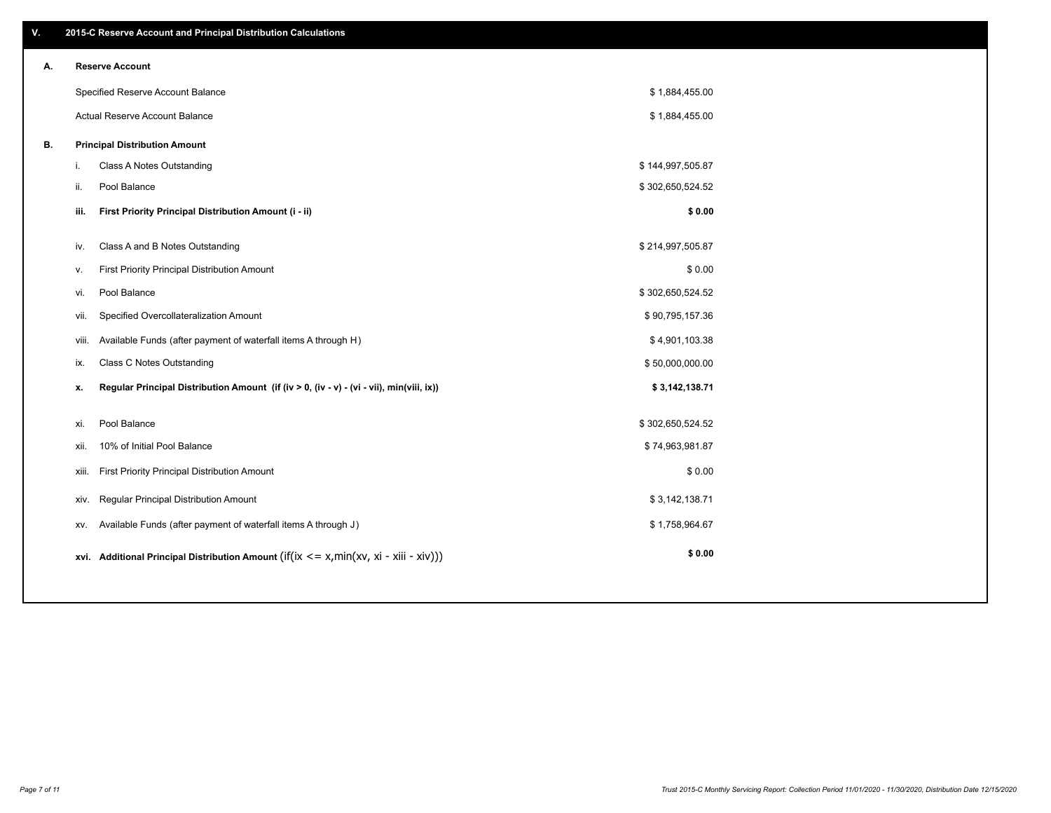## V. 2015-C Reserve Account and Principal Distribution Calculations

### A. Reserve Account

| | |
|---|---|
| Specified Reserve Account Balance | $ 1,884,455.00 |
| Actual Reserve Account Balance | $ 1,884,455.00 |

### B. Principal Distribution Amount

| | | |
|---|---|---|
| i. | Class A Notes Outstanding | $ 144,997,505.87 |
| ii. | Pool Balance | $ 302,650,524.52 |
| **iii.** | **First Priority Principal Distribution Amount (i - ii)** | **$ 0.00** |
| iv. | Class A and B Notes Outstanding | $ 214,997,505.87 |
| v. | First Priority Principal Distribution Amount | $ 0.00 |
| vi. | Pool Balance | $ 302,650,524.52 |
| vii. | Specified Overcollateralization Amount | $ 90,795,157.36 |
| viii. | Available Funds (after payment of waterfall items A through H) | $ 4,901,103.38 |
| ix. | Class C Notes Outstanding | $ 50,000,000.00 |
| **x.** | **Regular Principal Distribution Amount (if (iv > 0, (iv - v) - (vi - vii), min(viii, ix))** | **$ 3,142,138.71** |
| xi. | Pool Balance | $ 302,650,524.52 |
| xii. | 10% of Initial Pool Balance | $ 74,963,981.87 |
| xiii. | First Priority Principal Distribution Amount | $ 0.00 |
| xiv. | Regular Principal Distribution Amount | $ 3,142,138.71 |
| xv. | Available Funds (after payment of waterfall items A through J) | $ 1,758,964.67 |
| **xvi.** | **Additional Principal Distribution Amount** (if(ix <= x,min(xv, xi - xiii - xiv))) | **$ 0.00** |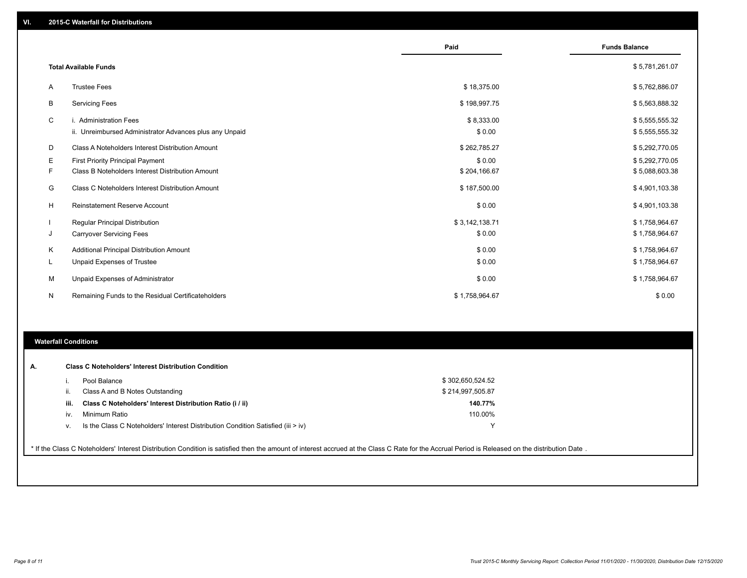## VI. 2015-C Waterfall for Distributions

| | | Paid | Funds Balance |
|---|---|---|---|
| | **Total Available Funds** | | $ 5,781,261.07 |
| A | Trustee Fees | $ 18,375.00 | $ 5,762,886.07 |
| B | Servicing Fees | $ 198,997.75 | $ 5,563,888.32 |
| C | i. Administration Fees | $ 8,333.00 | $ 5,555,555.32 |
| | ii. Unreimbursed Administrator Advances plus any Unpaid | $ 0.00 | $ 5,555,555.32 |
| D | Class A Noteholders Interest Distribution Amount | $ 262,785.27 | $ 5,292,770.05 |
| E | First Priority Principal Payment | $ 0.00 | $ 5,292,770.05 |
| F | Class B Noteholders Interest Distribution Amount | $ 204,166.67 | $ 5,088,603.38 |
| G | Class C Noteholders Interest Distribution Amount | $ 187,500.00 | $ 4,901,103.38 |
| H | Reinstatement Reserve Account | $ 0.00 | $ 4,901,103.38 |
| I | Regular Principal Distribution | $ 3,142,138.71 | $ 1,758,964.67 |
| J | Carryover Servicing Fees | $ 0.00 | $ 1,758,964.67 |
| K | Additional Principal Distribution Amount | $ 0.00 | $ 1,758,964.67 |
| L | Unpaid Expenses of Trustee | $ 0.00 | $ 1,758,964.67 |
| M | Unpaid Expenses of Administrator | $ 0.00 | $ 1,758,964.67 |
| N | Remaining Funds to the Residual Certificateholders | $ 1,758,964.67 | $ 0.00 |

## Waterfall Conditions

| | | |
|---|---|---|
| **A.** | **Class C Noteholders' Interest Distribution Condition** | |
| i. | Pool Balance | $ 302,650,524.52 |
| ii. | Class A and B Notes Outstanding | $ 214,997,505.87 |
| **iii.** | **Class C Noteholders' Interest Distribution Ratio (i / ii)** | **140.77%** |
| iv. | Minimum Ratio | 110.00% |
| v. | Is the Class C Noteholders' Interest Distribution Condition Satisfied (iii > iv) | Y |

* If the Class C Noteholders' Interest Distribution Condition is satisfied then the amount of interest accrued at the Class C Rate for the Accrual Period is Released on the distribution Date .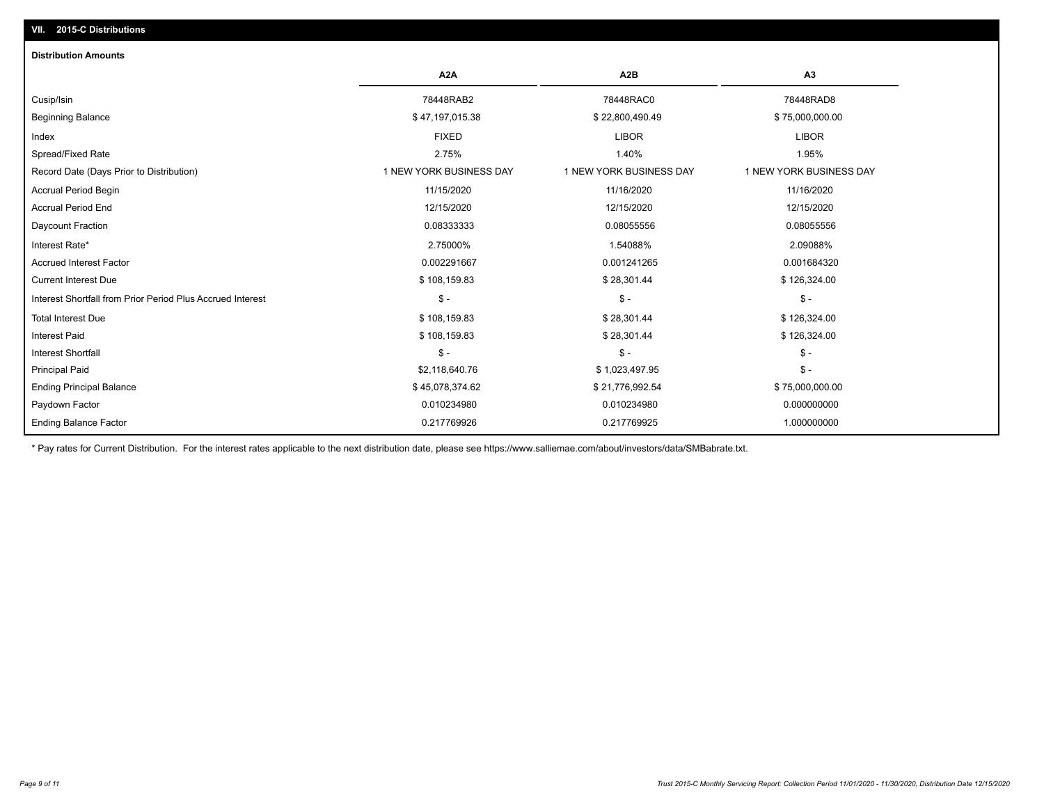## VII. 2015-C Distributions

### Distribution Amounts

| | A2A | A2B | A3 |
|---|---|---|---|
| Cusip/Isin | 78448RAB2 | 78448RAC0 | 78448RAD8 |
| Beginning Balance | $ 47,197,015.38 | $ 22,800,490.49 | $ 75,000,000.00 |
| Index | FIXED | LIBOR | LIBOR |
| Spread/Fixed Rate | 2.75% | 1.40% | 1.95% |
| Record Date (Days Prior to Distribution) | 1 NEW YORK BUSINESS DAY | 1 NEW YORK BUSINESS DAY | 1 NEW YORK BUSINESS DAY |
| Accrual Period Begin | 11/15/2020 | 11/16/2020 | 11/16/2020 |
| Accrual Period End | 12/15/2020 | 12/15/2020 | 12/15/2020 |
| Daycount Fraction | 0.08333333 | 0.08055556 | 0.08055556 |
| Interest Rate* | 2.75000% | 1.54088% | 2.09088% |
| Accrued Interest Factor | 0.002291667 | 0.001241265 | 0.001684320 |
| Current Interest Due | $ 108,159.83 | $ 28,301.44 | $ 126,324.00 |
| Interest Shortfall from Prior Period Plus Accrued Interest | $ - | $ - | $ - |
| Total Interest Due | $ 108,159.83 | $ 28,301.44 | $ 126,324.00 |
| Interest Paid | $ 108,159.83 | $ 28,301.44 | $ 126,324.00 |
| Interest Shortfall | $ - | $ - | $ - |
| Principal Paid | $2,118,640.76 | $ 1,023,497.95 | $ - |
| Ending Principal Balance | $ 45,078,374.62 | $ 21,776,992.54 | $ 75,000,000.00 |
| Paydown Factor | 0.010234980 | 0.010234980 | 0.000000000 |
| Ending Balance Factor | 0.217769926 | 0.217769925 | 1.000000000 |

* Pay rates for Current Distribution. For the interest rates applicable to the next distribution date, please see https://www.salliemae.com/about/investors/data/SMBabrate.txt.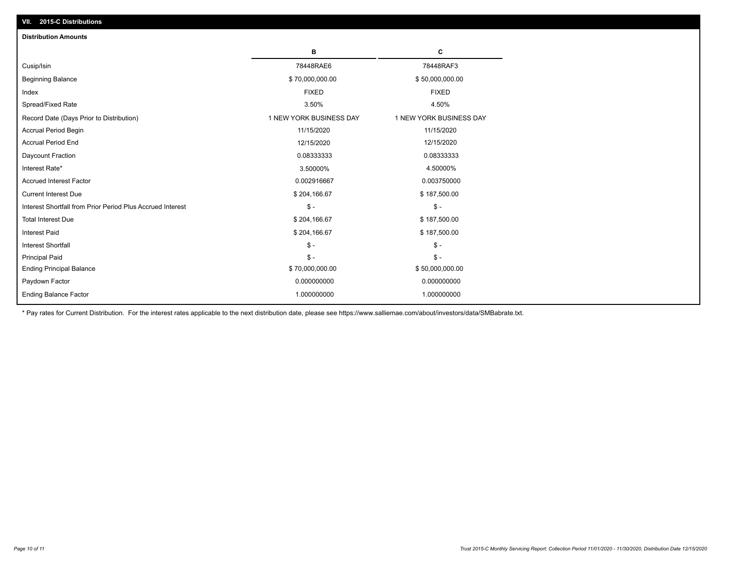## VII. 2015-C Distributions

### Distribution Amounts

| | B | C |
|---|---|---|
| Cusip/Isin | 78448RAE6 | 78448RAF3 |
| Beginning Balance | $ 70,000,000.00 | $ 50,000,000.00 |
| Index | FIXED | FIXED |
| Spread/Fixed Rate | 3.50% | 4.50% |
| Record Date (Days Prior to Distribution) | 1 NEW YORK BUSINESS DAY | 1 NEW YORK BUSINESS DAY |
| Accrual Period Begin | 11/15/2020 | 11/15/2020 |
| Accrual Period End | 12/15/2020 | 12/15/2020 |
| Daycount Fraction | 0.08333333 | 0.08333333 |
| Interest Rate* | 3.50000% | 4.50000% |
| Accrued Interest Factor | 0.002916667 | 0.003750000 |
| Current Interest Due | $ 204,166.67 | $ 187,500.00 |
| Interest Shortfall from Prior Period Plus Accrued Interest | $ - | $ - |
| Total Interest Due | $ 204,166.67 | $ 187,500.00 |
| Interest Paid | $ 204,166.67 | $ 187,500.00 |
| Interest Shortfall | $ - | $ - |
| Principal Paid | $ - | $ - |
| Ending Principal Balance | $ 70,000,000.00 | $ 50,000,000.00 |
| Paydown Factor | 0.000000000 | 0.000000000 |
| Ending Balance Factor | 1.000000000 | 1.000000000 |

* Pay rates for Current Distribution. For the interest rates applicable to the next distribution date, please see https://www.salliemae.com/about/investors/data/SMBabrate.txt.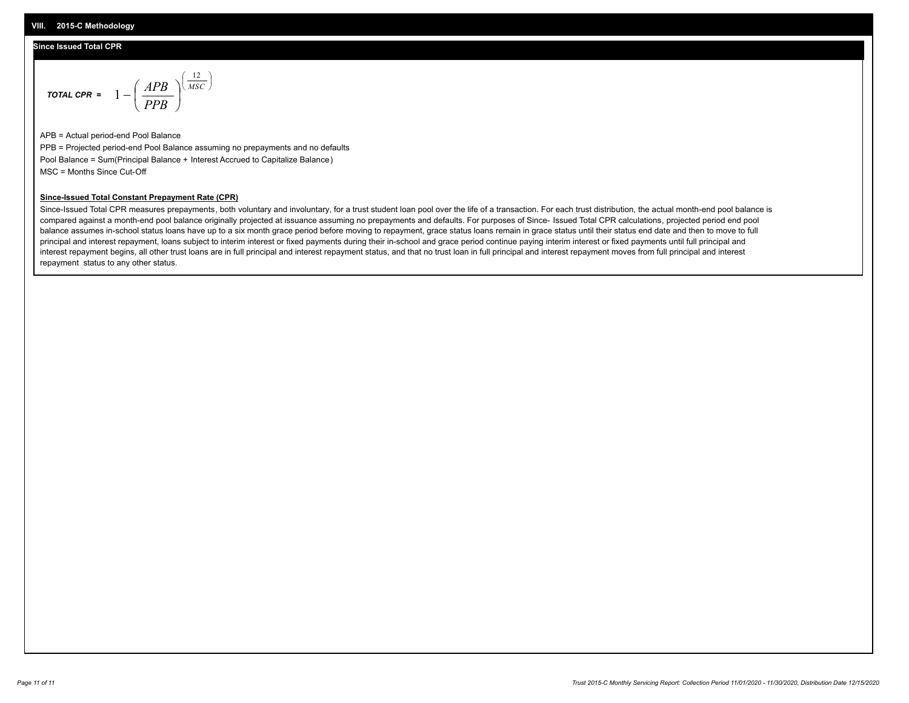## VIII. 2015-C Methodology

### Since Issued Total CPR

$$\textbf{\textit{TOTAL CPR}} = 1 - \left(\frac{APB}{PPB}\right)^{\left(\frac{12}{MSC}\right)}$$

APB = Actual period-end Pool Balance

PPB = Projected period-end Pool Balance assuming no prepayments and no defaults

Pool Balance = Sum(Principal Balance + Interest Accrued to Capitalize Balance)

MSC = Months Since Cut-Off

**Since-Issued Total Constant Prepayment Rate (CPR)**

Since-Issued Total CPR measures prepayments, both voluntary and involuntary, for a trust student loan pool over the life of a transaction. For each trust distribution, the actual month-end pool balance is compared against a month-end pool balance originally projected at issuance assuming no prepayments and defaults. For purposes of Since- Issued Total CPR calculations, projected period end pool balance assumes in-school status loans have up to a six month grace period before moving to repayment, grace status loans remain in grace status until their status end date and then to move to full principal and interest repayment, loans subject to interim interest or fixed payments during their in-school and grace period continue paying interim interest or fixed payments until full principal and interest repayment begins, all other trust loans are in full principal and interest repayment status, and that no trust loan in full principal and interest repayment moves from full principal and interest repayment status to any other status.